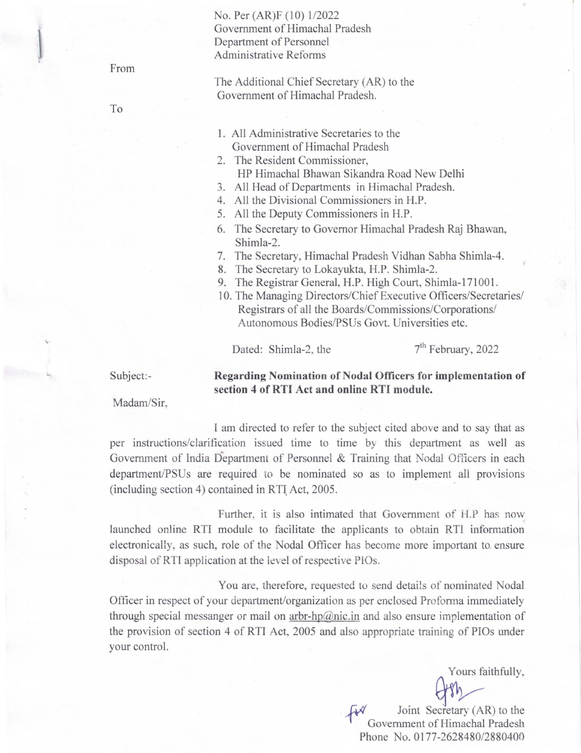No. Per (AR)F (10) 1/2022
Government of Himachal Pradesh
Department of Personnel
Administrative Reforms

From

The Additional Chief Secretary (AR) to the
Government of Himachal Pradesh.

To

1. All Administrative Secretaries to the Government of Himachal Pradesh
2. The Resident Commissioner, HP Himachal Bhawan Sikandra Road New Delhi
3. All Head of Departments in Himachal Pradesh.
4. All the Divisional Commissioners in H.P.
5. All the Deputy Commissioners in H.P.
6. The Secretary to Governor Himachal Pradesh Raj Bhawan, Shimla-2.
7. The Secretary, Himachal Pradesh Vidhan Sabha Shimla-4.
8. The Secretary to Lokayukta, H.P. Shimla-2.
9. The Registrar General, H.P. High Court, Shimla-171001.
10. The Managing Directors/Chief Executive Officers/Secretaries/ Registrars of all the Boards/Commissions/Corporations/ Autonomous Bodies/PSUs Govt. Universities etc.

Dated: Shimla-2, the 7th February, 2022

Subject:- **Regarding Nomination of Nodal Officers for implementation of section 4 of RTI Act and online RTI module.**

Madam/Sir,

I am directed to refer to the subject cited above and to say that as per instructions/clarification issued time to time by this department as well as Government of India Department of Personnel & Training that Nodal Officers in each department/PSUs are required to be nominated so as to implement all provisions (including section 4) contained in RTI Act, 2005.

Further, it is also intimated that Government of H.P has now launched online RTI module to facilitate the applicants to obtain RTI information electronically, as such, role of the Nodal Officer has become more important to ensure disposal of RTI application at the level of respective PIOs.

You are, therefore, requested to send details of nominated Nodal Officer in respect of your department/organization as per enclosed Proforma immediately through special messanger or mail on arbr-hp@nic.in and also ensure implementation of the provision of section 4 of RTI Act, 2005 and also appropriate training of PIOs under your control.

Yours faithfully,

Joint Secretary (AR) to the
Government of Himachal Pradesh
Phone No. 0177-2628480/2880400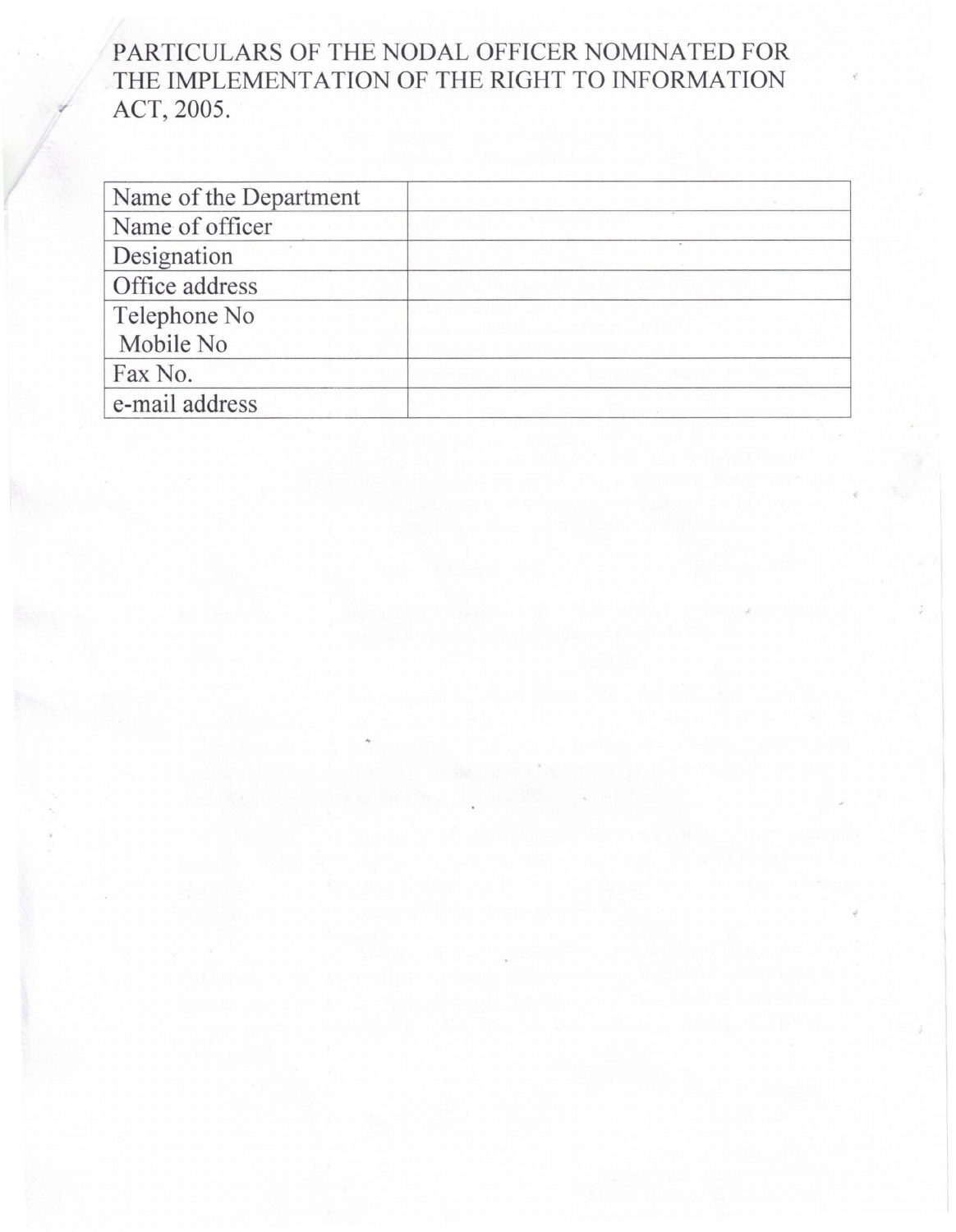# PARTICULARS OF THE NODAL OFFICER NOMINATED FOR THE IMPLEMENTATION OF THE RIGHT TO INFORMATION ACT, 2005.

| | |
|---|---|
| Name of the Department | |
| Name of officer | |
| Designation | |
| Office address | |
| Telephone No<br>Mobile No | |
| Fax No. | |
| e-mail address | |